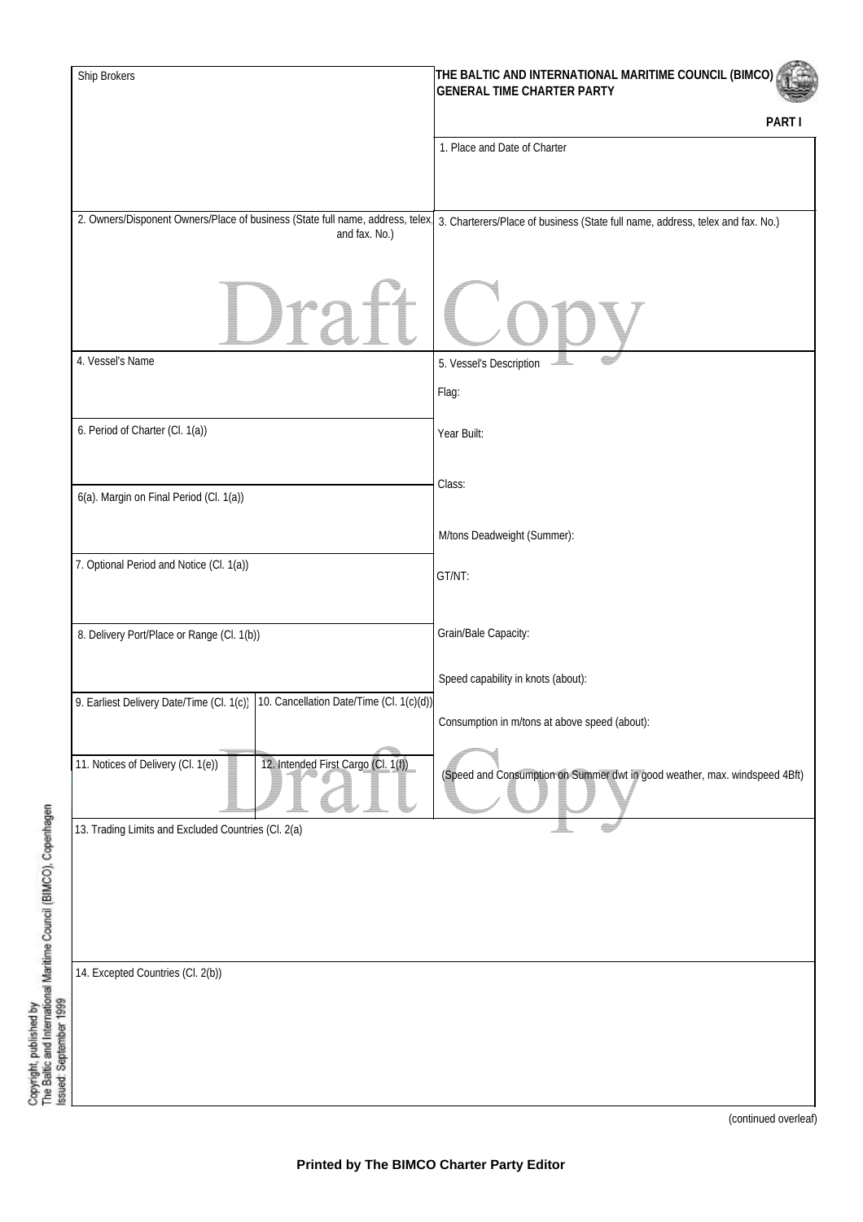**THE BALTIC AND INTERNATIONAL MARITIME COUNCIL (BIMCO)**
**GENERAL TIME CHARTER PARTY**

**PART I**

| Ship Brokers | 1. Place and Date of Charter |
|---|---|
| 2. Owners/Disponent Owners/Place of business (State full name, address, telex and fax. No.) | 3. Charterers/Place of business (State full name, address, telex and fax. No.) |
| 4. Vessel's Name | 5. Vessel's Description<br>Flag: |
| 6. Period of Charter (Cl. 1(a)) | Year Built: |
| 6(a). Margin on Final Period (Cl. 1(a)) | Class:<br>M/tons Deadweight (Summer): |
| 7. Optional Period and Notice (Cl. 1(a)) | GT/NT: |
| 8. Delivery Port/Place or Range (Cl. 1(b)) | Grain/Bale Capacity:<br>Speed capability in knots (about): |
| 9. Earliest Delivery Date/Time (Cl. 1(c)) / 10. Cancellation Date/Time (Cl. 1(c)(d)) | Consumption in m/tons at above speed (about): |
| 11. Notices of Delivery (Cl. 1(e)) / 12. Intended First Cargo (Cl. 1(f)) | (Speed and Consumption on Summer dwt in good weather, max. windspeed 4Bft) |

13. Trading Limits and Excluded Countries (Cl. 2(a)

14. Excepted Countries (Cl. 2(b))

(continued overleaf)

Copyright, published by The Baltic and International Maritime Council (BIMCO), Copenhagen. Issued: September 1999

Printed by The BIMCO Charter Party Editor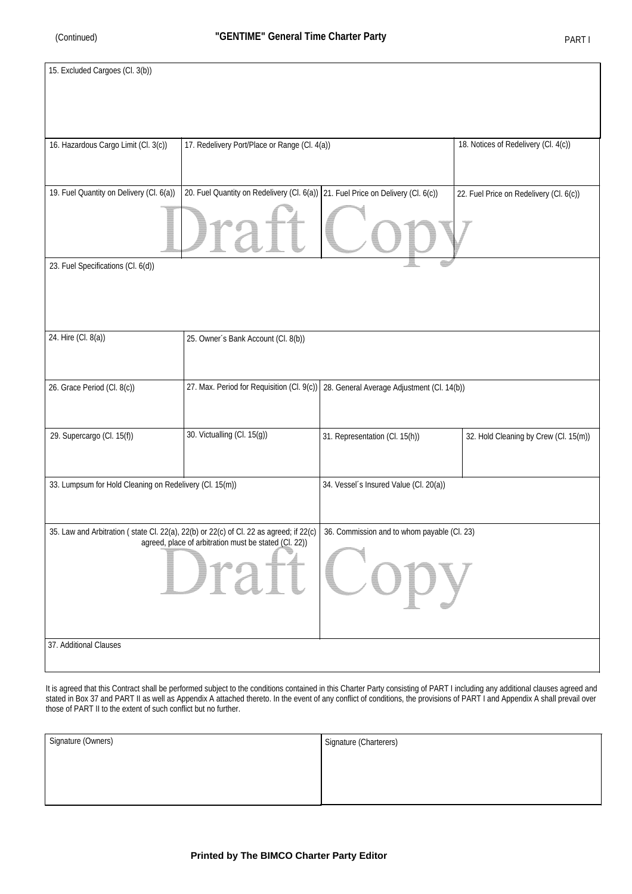(Continued) **"GENTIME" General Time Charter Party** PART I

| 15. Excluded Cargoes (Cl. 3(b)) | | | |
|---|---|---|---|
| 16. Hazardous Cargo Limit (Cl. 3(c)) | 17. Redelivery Port/Place or Range (Cl. 4(a)) | | 18. Notices of Redelivery (Cl. 4(c)) |
| 19. Fuel Quantity on Delivery (Cl. 6(a)) | 20. Fuel Quantity on Redelivery (Cl. 6(a)) | 21. Fuel Price on Delivery (Cl. 6(c)) | 22. Fuel Price on Redelivery (Cl. 6(c)) |
| 23. Fuel Specifications (Cl. 6(d)) | | | |
| 24. Hire (Cl. 8(a)) | 25. Owner´s Bank Account (Cl. 8(b)) | | |
| 26. Grace Period (Cl. 8(c)) | 27. Max. Period for Requisition (Cl. 9(c)) | 28. General Average Adjustment (Cl. 14(b)) | |
| 29. Supercargo (Cl. 15(f)) | 30. Victualling (Cl. 15(g)) | 31. Representation (Cl. 15(h)) | 32. Hold Cleaning by Crew (Cl. 15(m)) |
| 33. Lumpsum for Hold Cleaning on Redelivery (Cl. 15(m)) | | 34. Vessel´s Insured Value (Cl. 20(a)) | |
| 35. Law and Arbitration ( state Cl. 22(a), 22(b) or 22(c) of Cl. 22 as agreed; if 22(c) agreed, place of arbitration must be stated (Cl. 22)) | | 36. Commission and to whom payable (Cl. 23) | |
| 37. Additional Clauses | | | |

It is agreed that this Contract shall be performed subject to the conditions contained in this Charter Party consisting of PART I including any additional clauses agreed and stated in Box 37 and PART II as well as Appendix A attached thereto. In the event of any conflict of conditions, the provisions of PART I and Appendix A shall prevail over those of PART II to the extent of such conflict but no further.

| Signature (Owners) | Signature (Charterers) |
|---|---|
| | |

**Printed by The BIMCO Charter Party Editor**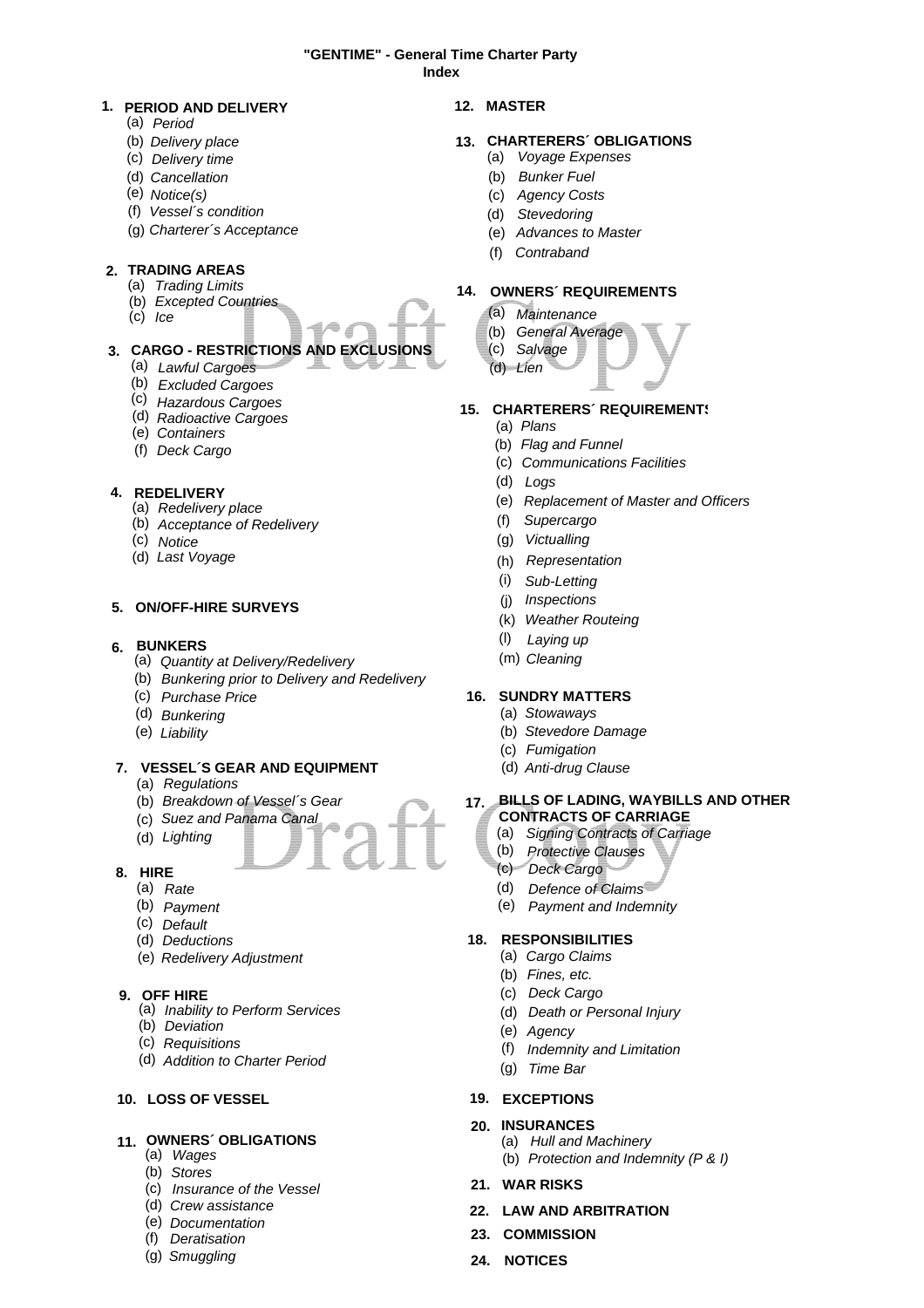**"GENTIME" - General Time Charter Party**
**Index**

**1. PERIOD AND DELIVERY**
- (a) *Period*
- (b) *Delivery place*
- (c) *Delivery time*
- (d) *Cancellation*
- (e) *Notice(s)*
- (f) *Vessel´s condition*
- (g) *Charterer´s Acceptance*

**2. TRADING AREAS**
- (a) *Trading Limits*
- (b) *Excepted Countries*
- (c) *Ice*

**3. CARGO - RESTRICTIONS AND EXCLUSIONS**
- (a) *Lawful Cargoes*
- (b) *Excluded Cargoes*
- (c) *Hazardous Cargoes*
- (d) *Radioactive Cargoes*
- (e) *Containers*
- (f) *Deck Cargo*

**4. REDELIVERY**
- (a) *Redelivery place*
- (b) *Acceptance of Redelivery*
- (c) *Notice*
- (d) *Last Voyage*

**5. ON/OFF-HIRE SURVEYS**

**6. BUNKERS**
- (a) *Quantity at Delivery/Redelivery*
- (b) *Bunkering prior to Delivery and Redelivery*
- (c) *Purchase Price*
- (d) *Bunkering*
- (e) *Liability*

**7. VESSEL´S GEAR AND EQUIPMENT**
- (a) *Regulations*
- (b) *Breakdown of Vessel´s Gear*
- (c) *Suez and Panama Canal*
- (d) *Lighting*

**8. HIRE**
- (a) *Rate*
- (b) *Payment*
- (c) *Default*
- (d) *Deductions*
- (e) *Redelivery Adjustment*

**9. OFF HIRE**
- (a) *Inability to Perform Services*
- (b) *Deviation*
- (c) *Requisitions*
- (d) *Addition to Charter Period*

**10. LOSS OF VESSEL**

**11. OWNERS´ OBLIGATIONS**
- (a) *Wages*
- (b) *Stores*
- (c) *Insurance of the Vessel*
- (d) *Crew assistance*
- (e) *Documentation*
- (f) *Deratisation*
- (g) *Smuggling*

**12. MASTER**

**13. CHARTERERS´ OBLIGATIONS**
- (a) *Voyage Expenses*
- (b) *Bunker Fuel*
- (c) *Agency Costs*
- (d) *Stevedoring*
- (e) *Advances to Master*
- (f) *Contraband*

**14. OWNERS´ REQUIREMENTS**
- (a) *Maintenance*
- (b) *General Average*
- (c) *Salvage*
- (d) *Lien*

**15. CHARTERERS´ REQUIREMENTS**
- (a) *Plans*
- (b) *Flag and Funnel*
- (c) *Communications Facilities*
- (d) *Logs*
- (e) *Replacement of Master and Officers*
- (f) *Supercargo*
- (g) *Victualling*
- (h) *Representation*
- (i) *Sub-Letting*
- (j) *Inspections*
- (k) *Weather Routeing*
- (l) *Laying up*
- (m) *Cleaning*

**16. SUNDRY MATTERS**
- (a) *Stowaways*
- (b) *Stevedore Damage*
- (c) *Fumigation*
- (d) *Anti-drug Clause*

**17. BILLS OF LADING, WAYBILLS AND OTHER CONTRACTS OF CARRIAGE**
- (a) *Signing Contracts of Carriage*
- (b) *Protective Clauses*
- (c) *Deck Cargo*
- (d) *Defence of Claims*
- (e) *Payment and Indemnity*

**18. RESPONSIBILITIES**
- (a) *Cargo Claims*
- (b) *Fines, etc.*
- (c) *Deck Cargo*
- (d) *Death or Personal Injury*
- (e) *Agency*
- (f) *Indemnity and Limitation*
- (g) *Time Bar*

**19. EXCEPTIONS**

**20. INSURANCES**
- (a) *Hull and Machinery*
- (b) *Protection and Indemnity (P & I)*

**21. WAR RISKS**

**22. LAW AND ARBITRATION**

**23. COMMISSION**

**24. NOTICES**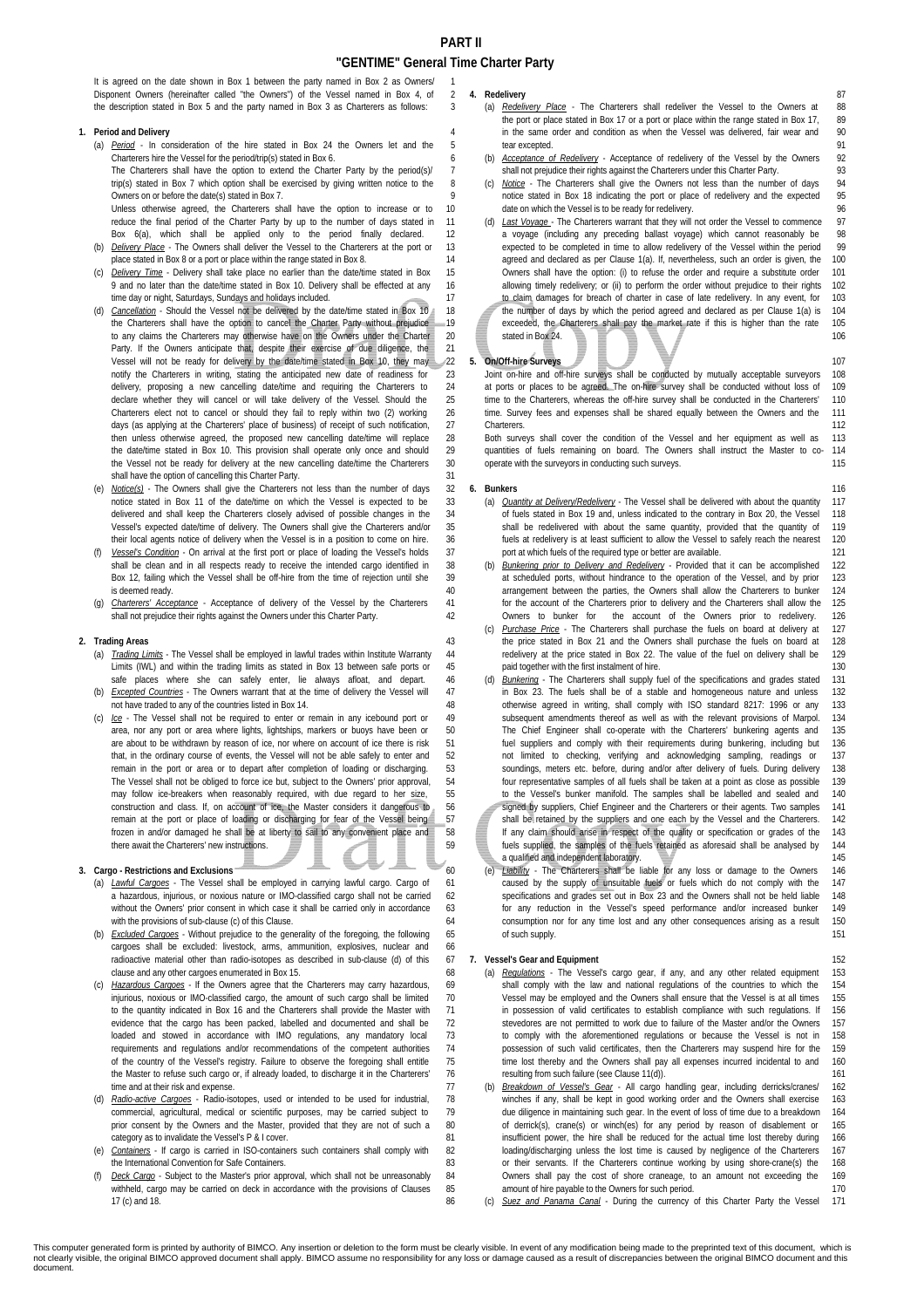# PART II

## "GENTIME" General Time Charter Party

It is agreed on the date shown in Box 1 between the party named in Box 2 as Owners/ Disponent Owners (hereinafter called "the Owners") of the Vessel named in Box 4, of the description stated in Box 5 and the party named in Box 3 as Charterers as follows:

**1. Period and Delivery**

(a) *Period* - In consideration of the hire stated in Box 24 the Owners let and the Charterers hire the Vessel for the period/trip(s) stated in Box 6.
The Charterers shall have the option to extend the Charter Party by the period(s)/ trip(s) stated in Box 7 which option shall be exercised by giving written notice to the Owners on or before the date(s) stated in Box 7.
Unless otherwise agreed, the Charterers shall have the option to increase or to reduce the final period of the Charter Party by up to the number of days stated in Box 6(a), which shall be applied only to the period finally declared.

(b) *Delivery Place* - The Owners shall deliver the Vessel to the Charterers at the port or place stated in Box 8 or a port or place within the range stated in Box 8.

(c) *Delivery Time* - Delivery shall take place no earlier than the date/time stated in Box 9 and no later than the date/time stated in Box 10. Delivery shall be effected at any time day or night, Saturdays, Sundays and holidays included.

(d) *Cancellation* - Should the Vessel not be delivered by the date/time stated in Box 10 the Charterers shall have the option to cancel the Charter Party without prejudice to any claims the Charterers may otherwise have on the Owners under the Charter Party. If the Owners anticipate that, despite their exercise of due diligence, the Vessel will not be ready for delivery by the date/time stated in Box 10, they may notify the Charterers in writing, stating the anticipated new date of readiness for delivery, proposing a new cancelling date/time and requiring the Charterers to declare whether they will cancel or will take delivery of the Vessel. Should the Charterers elect not to cancel or should they fail to reply within two (2) working days (as applying at the Charterers' place of business) of receipt of such notification, then unless otherwise agreed, the proposed new cancelling date/time will replace the date/time stated in Box 10. This provision shall operate only once and should the Vessel not be ready for delivery at the new cancelling date/time the Charterers shall have the option of cancelling this Charter Party.

(e) *Notice(s)* - The Owners shall give the Charterers not less than the number of days notice stated in Box 11 of the date/time on which the Vessel is expected to be delivered and shall keep the Charterers closely advised of possible changes in the Vessel's expected date/time of delivery. The Owners shall give the Charterers and/or their local agents notice of delivery when the Vessel is in a position to come on hire.

(f) *Vessel's Condition* - On arrival at the first port or place of loading the Vessel's holds shall be clean and in all respects ready to receive the intended cargo identified in Box 12, failing which the Vessel shall be off-hire from the time of rejection until she is deemed ready.

(g) *Charterers' Acceptance* - Acceptance of delivery of the Vessel by the Charterers shall not prejudice their rights against the Owners under this Charter Party.

**2. Trading Areas**

(a) *Trading Limits* - The Vessel shall be employed in lawful trades within Institute Warranty Limits (IWL) and within the trading limits as stated in Box 13 between safe ports or safe places where she can safely enter, lie always afloat, and depart.

(b) *Excepted Countries* - The Owners warrant that at the time of delivery the Vessel will not have traded to any of the countries listed in Box 14.

(c) *Ice* - The Vessel shall not be required to enter or remain in any icebound port or area, nor any port or area where lights, lightships, markers or buoys have been or are about to be withdrawn by reason of ice, nor where on account of ice there is risk that, in the ordinary course of events, the Vessel will not be able safely to enter and remain in the port or area or to depart after completion of loading or discharging. The Vessel shall not be obliged to force ice but, subject to the Owners' prior approval, may follow ice-breakers when reasonably required, with due regard to her size, construction and class. If, on account of ice, the Master considers it dangerous to remain at the port or place of loading or discharging for fear of the Vessel being frozen in and/or damaged he shall be at liberty to sail to any convenient place and there await the Charterers' new instructions.

**3. Cargo - Restrictions and Exclusions**

(a) *Lawful Cargoes* - The Vessel shall be employed in carrying lawful cargo. Cargo of a hazardous, injurious, or noxious nature or IMO-classified cargo shall not be carried without the Owners' prior consent in which case it shall be carried only in accordance with the provisions of sub-clause (c) of this Clause.

(b) *Excluded Cargoes* - Without prejudice to the generality of the foregoing, the following cargoes shall be excluded: livestock, arms, ammunition, explosives, nuclear and radioactive material other than radio-isotopes as described in sub-clause (d) of this clause and any other cargoes enumerated in Box 15.

(c) *Hazardous Cargoes* - If the Owners agree that the Charterers may carry hazardous, injurious, noxious or IMO-classified cargo, the amount of such cargo shall be limited to the quantity indicated in Box 16 and the Charterers shall provide the Master with evidence that the cargo has been packed, labelled and documented and shall be loaded and stowed in accordance with IMO regulations, any mandatory local requirements and regulations and/or recommendations of the competent authorities of the country of the Vessel's registry. Failure to observe the foregoing shall entitle the Master to refuse such cargo or, if already loaded, to discharge it in the Charterers' time and at their risk and expense.

(d) *Radio-active Cargoes* - Radio-isotopes, used or intended to be used for industrial, commercial, agricultural, medical or scientific purposes, may be carried subject to prior consent by the Owners and the Master, provided that they are not of such a category as to invalidate the Vessel's P & I cover.

(e) *Containers* - If cargo is carried in ISO-containers such containers shall comply with the International Convention for Safe Containers.

(f) *Deck Cargo* - Subject to the Master's prior approval, which shall not be unreasonably withheld, cargo may be carried on deck in accordance with the provisions of Clauses 17 (c) and 18.

**4. Redelivery**

(a) *Redelivery Place* - The Charterers shall redeliver the Vessel to the Owners at the port or place stated in Box 17 or a port or place within the range stated in Box 17, in the same order and condition as when the Vessel was delivered, fair wear and tear excepted.

(b) *Acceptance of Redelivery* - Acceptance of redelivery of the Vessel by the Owners shall not prejudice their rights against the Charterers under this Charter Party.

(c) *Notice* - The Charterers shall give the Owners not less than the number of days notice stated in Box 18 indicating the port or place of redelivery and the expected date on which the Vessel is to be ready for redelivery.

(d) *Last Voyage* - The Charterers warrant that they will not order the Vessel to commence a voyage (including any preceding ballast voyage) which cannot reasonably be expected to be completed in time to allow redelivery of the Vessel within the period agreed and declared as per Clause 1(a). If, nevertheless, such an order is given, the Owners shall have the option: (i) to refuse the order and require a substitute order allowing timely redelivery; or (ii) to perform the order without prejudice to their rights to claim damages for breach of charter in case of late redelivery. In any event, for the number of days by which the period agreed and declared as per Clause 1(a) is exceeded, the Charterers shall pay the market rate if this is higher than the rate stated in Box 24.

**5. On/Off-hire Surveys**

Joint on-hire and off-hire surveys shall be conducted by mutually acceptable surveyors at ports or places to be agreed. The on-hire survey shall be conducted without loss of time to the Charterers, whereas the off-hire survey shall be conducted in the Charterers' time. Survey fees and expenses shall be shared equally between the Owners and the Charterers.
Both surveys shall cover the condition of the Vessel and her equipment as well as quantities of fuels remaining on board. The Owners shall instruct the Master to co-operate with the surveyors in conducting such surveys.

**6. Bunkers**

(a) *Quantity at Delivery/Redelivery* - The Vessel shall be delivered with about the quantity of fuels stated in Box 19 and, unless indicated to the contrary in Box 20, the Vessel shall be redelivered with about the same quantity, provided that the quantity of fuels at redelivery is at least sufficient to allow the Vessel to safely reach the nearest port at which fuels of the required type or better are available.

(b) *Bunkering prior to Delivery and Redelivery* - Provided that it can be accomplished at scheduled ports, without hindrance to the operation of the Vessel, and by prior arrangement between the parties, the Owners shall allow the Charterers to bunker for the account of the Charterers prior to delivery and the Charterers shall allow the Owners to bunker for the account of the Owners prior to redelivery.

(c) *Purchase Price* - The Charterers shall purchase the fuels on board at delivery at the price stated in Box 21 and the Owners shall purchase the fuels on board at redelivery at the price stated in Box 22. The value of the fuel on delivery shall be paid together with the first instalment of hire.

(d) *Bunkering* - The Charterers shall supply fuel of the specifications and grades stated in Box 23. The fuels shall be of a stable and homogeneous nature and unless otherwise agreed in writing, shall comply with ISO standard 8217: 1996 or any subsequent amendments thereof as well as with the relevant provisions of Marpol. The Chief Engineer shall co-operate with the Charterers' bunkering agents and fuel suppliers and comply with their requirements during bunkering, including but not limited to checking, verifying and acknowledging sampling, readings or soundings, meters etc. before, during and/or after delivery of fuels. During delivery four representative samples of all fuels shall be taken at a point as close as possible to the Vessel's bunker manifold. The samples shall be labelled and sealed and signed by suppliers, Chief Engineer and the Charterers or their agents. Two samples shall be retained by the suppliers and one each by the Vessel and the Charterers. If any claim should arise in respect of the quality or specification or grades of the fuels supplied, the samples of the fuels retained as aforesaid shall be analysed by a qualified and independent laboratory.

(e) *Liability* - The Charterers shall be liable for any loss or damage to the Owners caused by the supply of unsuitable fuels or fuels which do not comply with the specifications and grades set out in Box 23 and the Owners shall not be held liable for any reduction in the Vessel's speed performance and/or increased bunker consumption nor for any time lost and any other consequences arising as a result of such supply.

**7. Vessel's Gear and Equipment**

(a) *Regulations* - The Vessel's cargo gear, if any, and any other related equipment shall comply with the law and national regulations of the countries to which the Vessel may be employed and the Owners shall ensure that the Vessel is at all times in possession of valid certificates to establish compliance with such regulations. If stevedores are not permitted to work due to failure of the Master and/or the Owners to comply with the aforementioned regulations or because the Vessel is not in possession of such valid certificates, then the Charterers may suspend hire for the time lost thereby and the Owners shall pay all expenses incurred incidental to and resulting from such failure (see Clause 11(d)).

(b) *Breakdown of Vessel's Gear* - All cargo handling gear, including derricks/cranes/ winches if any, shall be kept in good working order and the Owners shall exercise due diligence in maintaining such gear. In the event of loss of time due to a breakdown of derrick(s), crane(s) or winch(es) for any period by reason of disablement or insufficient power, the hire shall be reduced for the actual time lost thereby during loading/discharging unless the lost time is caused by negligence of the Charterers or their servants. If the Charterers continue working by using shore-crane(s) the Owners shall pay the cost of shore craneage, to an amount not exceeding the amount of hire payable to the Owners for such period.

(c) *Suez and Panama Canal* - During the currency of this Charter Party the Vessel

This computer generated form is printed by authority of BIMCO. Any insertion or deletion to the form must be clearly visible. In event of any modification being made to the preprinted text of this document, which is not clearly visible, the original BIMCO approved document shall apply. BIMCO assume no responsibility for any loss or damage caused as a result of discrepancies between the original BIMCO document and this document.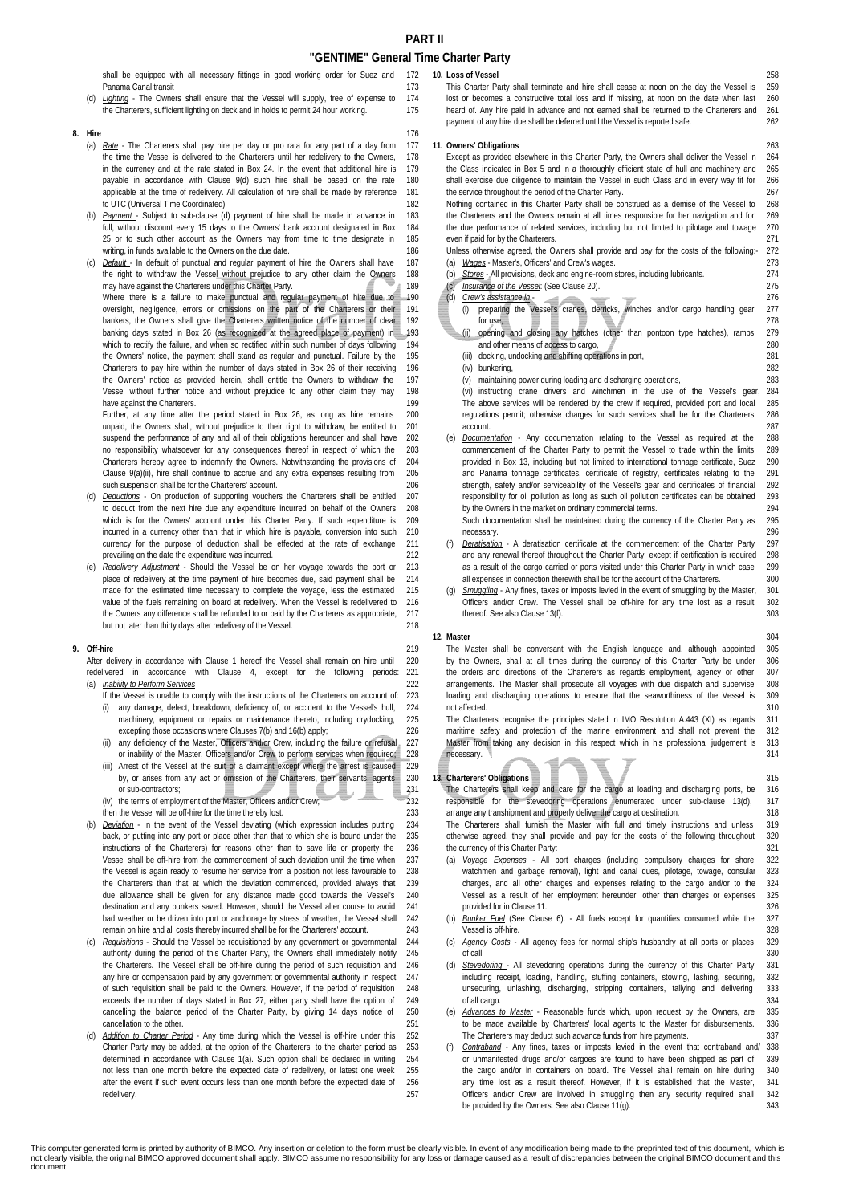# PART II

## "GENTIME" General Time Charter Party

shall be equipped with all necessary fittings in good working order for Suez and Panama Canal transit .

(d) *Lighting* - The Owners shall ensure that the Vessel will supply, free of expense to the Charterers, sufficient lighting on deck and in holds to permit 24 hour working.

**8. Hire**

(a) *Rate* - The Charterers shall pay hire per day or pro rata for any part of a day from the time the Vessel is delivered to the Charterers until her redelivery to the Owners, in the currency and at the rate stated in Box 24. In the event that additional hire is payable in accordance with Clause 9(d) such hire shall be based on the rate applicable at the time of redelivery. All calculation of hire shall be made by reference to UTC (Universal Time Coordinated).

(b) *Payment* - Subject to sub-clause (d) payment of hire shall be made in advance in full, without discount every 15 days to the Owners' bank account designated in Box 25 or to such other account as the Owners may from time to time designate in writing, in funds available to the Owners on the due date.

(c) *Default* - In default of punctual and regular payment of hire the Owners shall have the right to withdraw the Vessel without prejudice to any other claim the Owners may have against the Charterers under this Charter Party.
Where there is a failure to make punctual and regular payment of hire due to oversight, negligence, errors or omissions on the part of the Charterers or their bankers, the Owners shall give the Charterers written notice of the number of clear banking days stated in Box 26 (as recognized at the agreed place of payment) in which to rectify the failure, and when so rectified within such number of days following the Owners' notice, the payment shall stand as regular and punctual. Failure by the Charterers to pay hire within the number of days stated in Box 26 of their receiving the Owners' notice as provided herein, shall entitle the Owners to withdraw the Vessel without further notice and without prejudice to any other claim they may have against the Charterers.
Further, at any time after the period stated in Box 26, as long as hire remains unpaid, the Owners shall, without prejudice to their right to withdraw, be entitled to suspend the performance of any and all of their obligations hereunder and shall have no responsibility whatsoever for any consequences thereof in respect of which the Charterers hereby agree to indemnify the Owners. Notwithstanding the provisions of Clause 9(a)(ii), hire shall continue to accrue and any extra expenses resulting from such suspension shall be for the Charterers' account.

(d) *Deductions* - On production of supporting vouchers the Charterers shall be entitled to deduct from the next hire due any expenditure incurred on behalf of the Owners which is for the Owners' account under this Charter Party. If such expenditure is incurred in a currency other than that in which hire is payable, conversion into such currency for the purpose of deduction shall be effected at the rate of exchange prevailing on the date the expenditure was incurred.

(e) *Redelivery Adjustment* - Should the Vessel be on her voyage towards the port or place of redelivery at the time payment of hire becomes due, said payment shall be made for the estimated time necessary to complete the voyage, less the estimated value of the fuels remaining on board at redelivery. When the Vessel is redelivered to the Owners any difference shall be refunded to or paid by the Charterers as appropriate, but not later than thirty days after redelivery of the Vessel.

**9. Off-hire**

After delivery in accordance with Clause 1 hereof the Vessel shall remain on hire until redelivered in accordance with Clause 4, except for the following periods:

(a) *Inability to Perform Services*
If the Vessel is unable to comply with the instructions of the Charterers on account of:
(i) any damage, defect, breakdown, deficiency of, or accident to the Vessel's hull, machinery, equipment or repairs or maintenance thereto, including drydocking, excepting those occasions where Clauses 7(b) and 16(b) apply;
(ii) any deficiency of the Master, Officers and/or Crew, including the failure or refusal or inability of the Master, Officers and/or Crew to perform services when required;
(iii) Arrest of the Vessel at the suit of a claimant except where the arrest is caused by, or arises from any act or omission of the Charterers, their servants, agents or sub-contractors;
(iv) the terms of employment of the Master, Officers and/or Crew;
then the Vessel will be off-hire for the time thereby lost.

(b) *Deviation* - In the event of the Vessel deviating (which expression includes putting back, or putting into any port or place other than that to which she is bound under the instructions of the Charterers) for reasons other than to save life or property the Vessel shall be off-hire from the commencement of such deviation until the time when the Vessel is again ready to resume her service from a position not less favourable to the Charterers than that at which the deviation commenced, provided always that due allowance shall be given for any distance made good towards the Vessel's destination and any bunkers saved. However, should the Vessel alter course to avoid bad weather or be driven into port or anchorage by stress of weather, the Vessel shall remain on hire and all costs thereby incurred shall be for the Charterers' account.

(c) *Requisitions* - Should the Vessel be requisitioned by any government or governmental authority during the period of this Charter Party, the Owners shall immediately notify the Charterers. The Vessel shall be off-hire during the period of such requisition and any hire or compensation paid by any government or governmental authority in respect of such requisition shall be paid to the Owners. However, if the period of requisition exceeds the number of days stated in Box 27, either party shall have the option of cancelling the balance period of the Charter Party, by giving 14 days notice of cancellation to the other.

(d) *Addition to Charter Period* - Any time during which the Vessel is off-hire under this Charter Party may be added, at the option of the Charterers, to the charter period as determined in accordance with Clause 1(a). Such option shall be declared in writing not less than one month before the expected date of redelivery, or latest one week after the event if such event occurs less than one month before the expected date of redelivery.

**10. Loss of Vessel**

This Charter Party shall terminate and hire shall cease at noon on the day the Vessel is lost or becomes a constructive total loss and if missing, at noon on the date when last heard of. Any hire paid in advance and not earned shall be returned to the Charterers and payment of any hire due shall be deferred until the Vessel is reported safe.

**11. Owners' Obligations**

Except as provided elsewhere in this Charter Party, the Owners shall deliver the Vessel in the Class indicated in Box 5 and in a thoroughly efficient state of hull and machinery and shall exercise due diligence to maintain the Vessel in such Class and in every way fit for the service throughout the period of the Charter Party.
Nothing contained in this Charter Party shall be construed as a demise of the Vessel to the Charterers and the Owners remain at all times responsible for her navigation and for the due performance of related services, including but not limited to pilotage and towage even if paid for by the Charterers.
Unless otherwise agreed, the Owners shall provide and pay for the costs of the following:-

(a) *Wages* - Master's, Officers' and Crew's wages.
(b) *Stores* - All provisions, deck and engine-room stores, including lubricants.
(c) *Insurance of the Vessel*: (See Clause 20).
(d) *Crew's assistance in*:-
(i) preparing the Vessel's cranes, derricks, winches and/or cargo handling gear for use,
(ii) opening and closing any hatches (other than pontoon type hatches), ramps and other means of access to cargo,
(iii) docking, undocking and shifting operations in port,
(iv) bunkering,
(v) maintaining power during loading and discharging operations,
(vi) instructing crane drivers and winchmen in the use of the Vessel's gear,
The above services will be rendered by the crew if required, provided port and local regulations permit; otherwise charges for such services shall be for the Charterers' account.
(e) *Documentation* - Any documentation relating to the Vessel as required at the commencement of the Charter Party to permit the Vessel to trade within the limits provided in Box 13, including but not limited to international tonnage certificate, Suez and Panama tonnage certificates, certificate of registry, certificates relating to the strength, safety and/or serviceability of the Vessel's gear and certificates of financial responsibility for oil pollution as long as such oil pollution certificates can be obtained by the Owners in the market on ordinary commercial terms.
Such documentation shall be maintained during the currency of the Charter Party as necessary.
(f) *Deratisation* - A deratisation certificate at the commencement of the Charter Party and any renewal thereof throughout the Charter Party, except if certification is required as a result of the cargo carried or ports visited under this Charter Party in which case all expenses in connection therewith shall be for the account of the Charterers.
(g) *Smuggling* - Any fines, taxes or imposts levied in the event of smuggling by the Master, Officers and/or Crew. The Vessel shall be off-hire for any time lost as a result thereof. See also Clause 13(f).

**12. Master**

The Master shall be conversant with the English language and, although appointed by the Owners, shall at all times during the currency of this Charter Party be under the orders and directions of the Charterers as regards employment, agency or other arrangements. The Master shall prosecute all voyages with due dispatch and supervise loading and discharging operations to ensure that the seaworthiness of the Vessel is not affected.
The Charterers recognise the principles stated in IMO Resolution A.443 (XI) as regards maritime safety and protection of the marine environment and shall not prevent the Master from taking any decision in this respect which in his professional judgement is necessary.

**13. Charterers' Obligations**

The Charterers shall keep and care for the cargo at loading and discharging ports, be responsible for the stevedoring operations enumerated under sub-clause 13(d), arrange any transhipment and properly deliver the cargo at destination.
The Charterers shall furnish the Master with full and timely instructions and unless otherwise agreed, they shall provide and pay for the costs of the following throughout the currency of this Charter Party:

(a) *Voyage Expenses* - All port charges (including compulsory charges for shore watchmen and garbage removal), light and canal dues, pilotage, towage, consular charges, and all other charges and expenses relating to the cargo and/or to the Vessel as a result of her employment hereunder, other than charges or expenses provided for in Clause 11.
(b) *Bunker Fuel* (See Clause 6). - All fuels except for quantities consumed while the Vessel is off-hire.
(c) *Agency Costs* - All agency fees for normal ship's husbandry at all ports or places of call.
(d) *Stevedoring* - All stevedoring operations during the currency of this Charter Party including receipt, loading, handling, stuffing containers, stowing, lashing, securing, unsecuring, unlashing, discharging, stripping containers, tallying and delivering of all cargo.
(e) *Advances to Master* - Reasonable funds which, upon request by the Owners, are to be made available by Charterers' local agents to the Master for disbursements. The Charterers may deduct such advance funds from hire payments.
(f) *Contraband* - Any fines, taxes or imposts levied in the event that contraband and/ or unmanifested drugs and/or cargoes are found to have been shipped as part of the cargo and/or in containers on board. The Vessel shall remain on hire during any time lost as a result thereof. However, if it is established that the Master, Officers and/or Crew are involved in smuggling then any security required shall be provided by the Owners. See also Clause 11(g).

This computer generated form is printed by authority of BIMCO. Any insertion or deletion to the form must be clearly visible. In event of any modification being made to the preprinted text of this document, which is not clearly visible, the original BIMCO approved document shall apply. BIMCO assume no responsibility for any loss or damage caused as a result of discrepancies between the original BIMCO document and this document.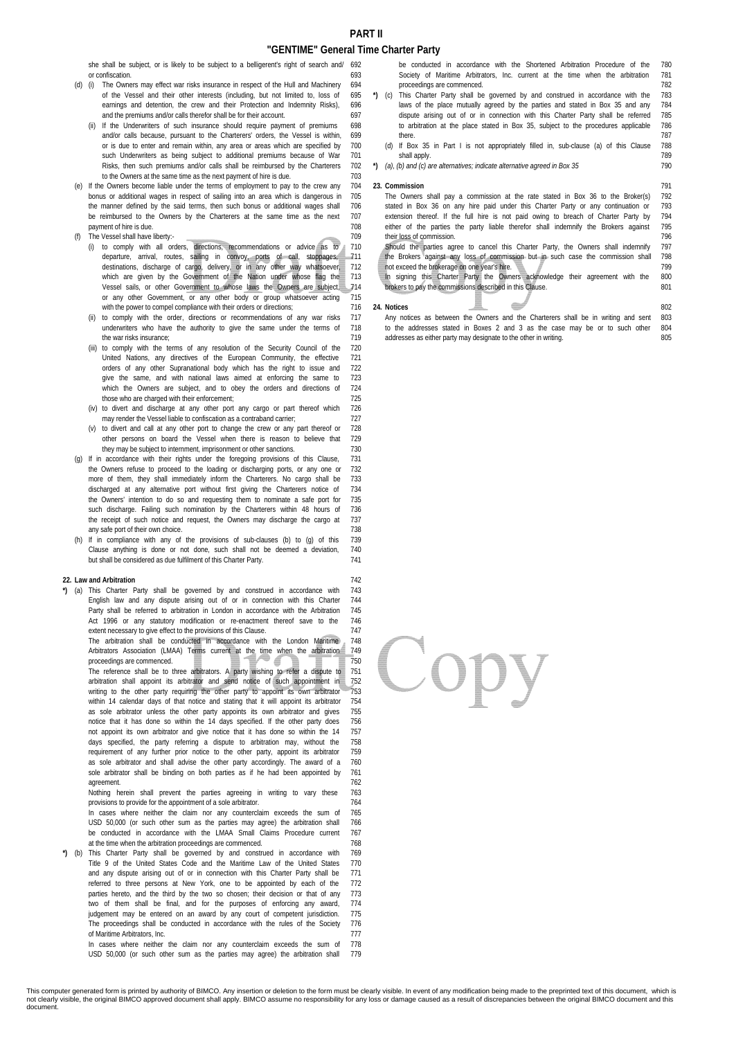she shall be subject, or is likely to be subject to a belligerent's right of search and/ or confiscation.

(d) (i) The Owners may effect war risks insurance in respect of the Hull and Machinery of the Vessel and their other interests (including, but not limited to, loss of earnings and detention, the crew and their Protection and Indemnity Risks), and the premiums and/or calls therefor shall be for their account.

(ii) If the Underwriters of such insurance should require payment of premiums and/or calls because, pursuant to the Charterers' orders, the Vessel is within, or is due to enter and remain within, any area or areas which are specified by such Underwriters as being subject to additional premiums because of War Risks, then such premiums and/or calls shall be reimbursed by the Charterers to the Owners at the same time as the next payment of hire is due.

(e) If the Owners become liable under the terms of employment to pay to the crew any bonus or additional wages in respect of sailing into an area which is dangerous in the manner defined by the said terms, then such bonus or additional wages shall be reimbursed to the Owners by the Charterers at the same time as the next payment of hire is due.

(f) The Vessel shall have liberty:-

(i) to comply with all orders, directions, recommendations or advice as to departure, arrival, routes, sailing in convoy, ports of call, stoppages, destinations, discharge of cargo, delivery, or in any other way whatsoever, which are given by the Government of the Nation under whose flag the Vessel sails, or other Government to whose laws the Owners are subject, or any other Government, or any other body or group whatsoever acting with the power to compel compliance with their orders or directions;

(ii) to comply with the order, directions or recommendations of any war risks underwriters who have the authority to give the same under the terms of the war risks insurance;

(iii) to comply with the terms of any resolution of the Security Council of the United Nations, any directives of the European Community, the effective orders of any other Supranational body which has the right to issue and give the same, and with national laws aimed at enforcing the same to which the Owners are subject, and to obey the orders and directions of those who are charged with their enforcement;

(iv) to divert and discharge at any other port any cargo or part thereof which may render the Vessel liable to confiscation as a contraband carrier;

(v) to divert and call at any other port to change the crew or any part thereof or other persons on board the Vessel when there is reason to believe that they may be subject to internment, imprisonment or other sanctions.

(g) If in accordance with their rights under the foregoing provisions of this Clause, the Owners refuse to proceed to the loading or discharging ports, or any one or more of them, they shall immediately inform the Charterers. No cargo shall be discharged at any alternative port without first giving the Charterers notice of the Owners' intention to do so and requesting them to nominate a safe port for such discharge. Failing such nomination by the Charterers within 48 hours of the receipt of such notice and request, the Owners may discharge the cargo at any safe port of their own choice.

(h) If in compliance with any of the provisions of sub-clauses (b) to (g) of this Clause anything is done or not done, such shall not be deemed a deviation, but shall be considered as due fulfilment of this Charter Party.

**22. Law and Arbitration**

*) (a) This Charter Party shall be governed by and construed in accordance with English law and any dispute arising out of or in connection with this Charter Party shall be referred to arbitration in London in accordance with the Arbitration Act 1996 or any statutory modification or re-enactment thereof save to the extent necessary to give effect to the provisions of this Clause.

The arbitration shall be conducted in accordance with the London Maritime Arbitrators Association (LMAA) Terms current at the time when the arbitration proceedings are commenced.

The reference shall be to three arbitrators. A party wishing to refer a dispute to arbitration shall appoint its arbitrator and send notice of such appointment in writing to the other party requiring the other party to appoint its own arbitrator within 14 calendar days of that notice and stating that it will appoint its arbitrator as sole arbitrator unless the other party appoints its own arbitrator and gives notice that it has done so within the 14 days specified. If the other party does not appoint its own arbitrator and give notice that it has done so within the 14 days specified, the party referring a dispute to arbitration may, without the requirement of any further prior notice to the other party, appoint its arbitrator as sole arbitrator and shall advise the other party accordingly. The award of a sole arbitrator shall be binding on both parties as if he had been appointed by agreement.

Nothing herein shall prevent the parties agreeing in writing to vary these provisions to provide for the appointment of a sole arbitrator.

In cases where neither the claim nor any counterclaim exceeds the sum of USD 50,000 (or such other sum as the parties may agree) the arbitration shall be conducted in accordance with the LMAA Small Claims Procedure current at the time when the arbitration proceedings are commenced.

*) (b) This Charter Party shall be governed by and construed in accordance with Title 9 of the United States Code and the Maritime Law of the United States and any dispute arising out of or in connection with this Charter Party shall be referred to three persons at New York, one to be appointed by each of the parties hereto, and the third by the two so chosen; their decision or that of any two of them shall be final, and for the purposes of enforcing any award, judgement may be entered on an award by any court of competent jurisdiction. The proceedings shall be conducted in accordance with the rules of the Society of Maritime Arbitrators, Inc.

In cases where neither the claim nor any counterclaim exceeds the sum of USD 50,000 (or such other sum as the parties may agree) the arbitration shall be conducted in accordance with the Shortened Arbitration Procedure of the Society of Maritime Arbitrators, Inc. current at the time when the arbitration proceedings are commenced.

*) (c) This Charter Party shall be governed by and construed in accordance with the laws of the place mutually agreed by the parties and stated in Box 35 and any dispute arising out of or in connection with this Charter Party shall be referred to arbitration at the place stated in Box 35, subject to the procedures applicable there.

(d) If Box 35 in Part I is not appropriately filled in, sub-clause (a) of this Clause shall apply.

*) *(a), (b) and (c) are alternatives; indicate alternative agreed in Box 35*

**23. Commission**

The Owners shall pay a commission at the rate stated in Box 36 to the Broker(s) stated in Box 36 on any hire paid under this Charter Party or any continuation or extension thereof. If the full hire is not paid owing to breach of Charter Party by either of the parties the party liable therefor shall indemnify the Brokers against their loss of commission.

Should the parties agree to cancel this Charter Party, the Owners shall indemnify the Brokers against any loss of commission but in such case the commission shall not exceed the brokerage on one year's hire.

In signing this Charter Party the Owners acknowledge their agreement with the brokers to pay the commissions described in this Clause.

**24. Notices**

Any notices as between the Owners and the Charterers shall be in writing and sent to the addresses stated in Boxes 2 and 3 as the case may be or to such other addresses as either party may designate to the other in writing.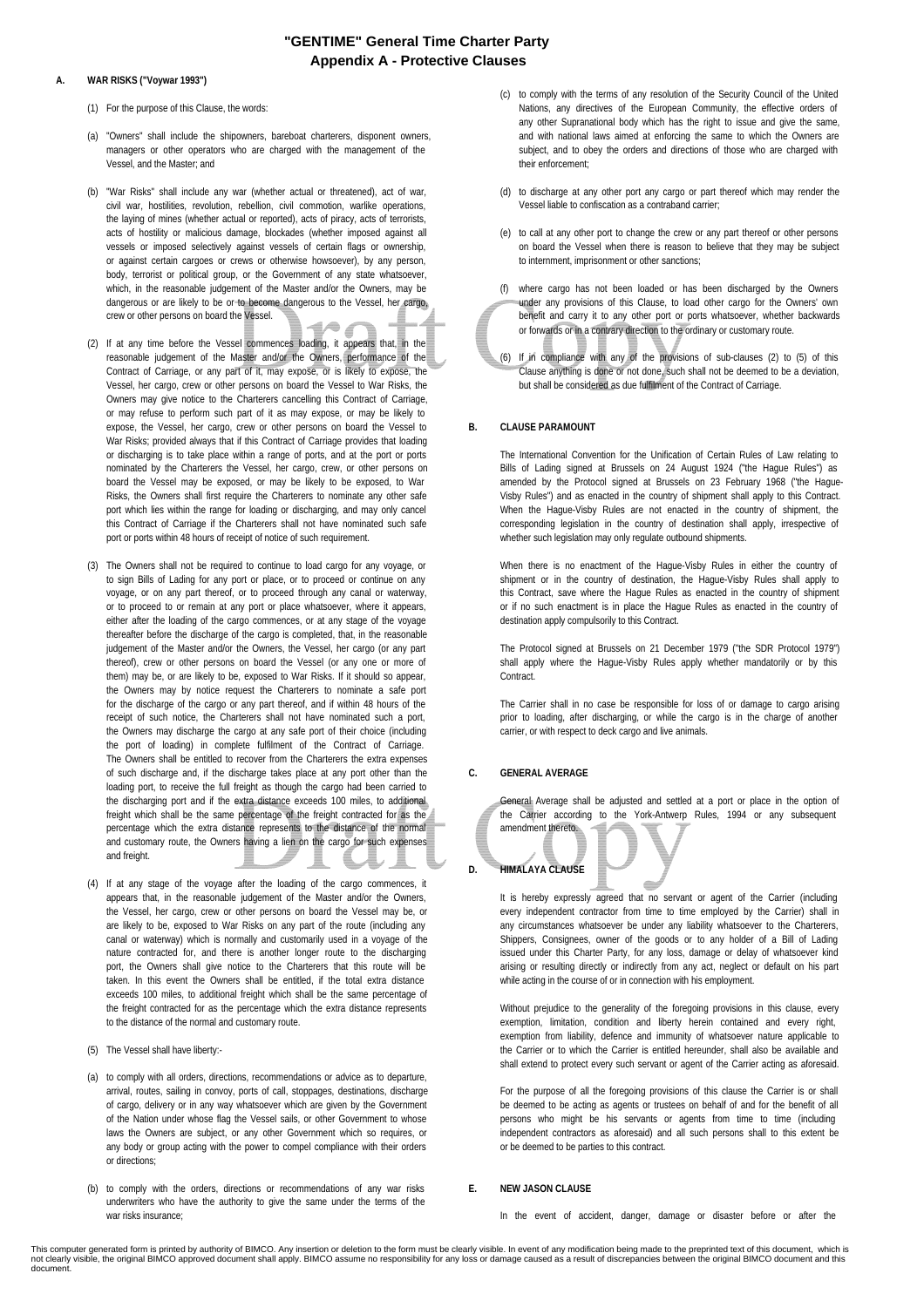# "GENTIME" General Time Charter Party
## Appendix A - Protective Clauses

**A. WAR RISKS ("Voywar 1993")**

(1) For the purpose of this Clause, the words:

(a) "Owners" shall include the shipowners, bareboat charterers, disponent owners, managers or other operators who are charged with the management of the Vessel, and the Master; and

(b) "War Risks" shall include any war (whether actual or threatened), act of war, civil war, hostilities, revolution, rebellion, civil commotion, warlike operations, the laying of mines (whether actual or reported), acts of piracy, acts of terrorists, acts of hostility or malicious damage, blockades (whether imposed against all vessels or imposed selectively against vessels of certain flags or ownership, or against certain cargoes or crews or otherwise howsoever), by any person, body, terrorist or political group, or the Government of any state whatsoever, which, in the reasonable judgement of the Master and/or the Owners, may be dangerous or are likely to be or to become dangerous to the Vessel, her cargo, crew or other persons on board the Vessel.

(2) If at any time before the Vessel commences loading, it appears that, in the reasonable judgement of the Master and/or the Owners, performance of the Contract of Carriage, or any part of it, may expose, or is likely to expose, the Vessel, her cargo, crew or other persons on board the Vessel to War Risks, the Owners may give notice to the Charterers cancelling this Contract of Carriage, or may refuse to perform such part of it as may expose, or may be likely to expose, the Vessel, her cargo, crew or other persons on board the Vessel to War Risks; provided always that if this Contract of Carriage provides that loading or discharging is to take place within a range of ports, and at the port or ports nominated by the Charterers the Vessel, her cargo, crew, or other persons on board the Vessel may be exposed, or may be likely to be exposed, to War Risks, the Owners shall first require the Charterers to nominate any other safe port which lies within the range for loading or discharging, and may only cancel this Contract of Carriage if the Charterers shall not have nominated such safe port or ports within 48 hours of receipt of notice of such requirement.

(3) The Owners shall not be required to continue to load cargo for any voyage, or to sign Bills of Lading for any port or place, or to proceed or continue on any voyage, or on any part thereof, or to proceed through any canal or waterway, or to proceed to or remain at any port or place whatsoever, where it appears, either after the loading of the cargo commences, or at any stage of the voyage thereafter before the discharge of the cargo is completed, that, in the reasonable judgement of the Master and/or the Owners, the Vessel, her cargo (or any part thereof), crew or other persons on board the Vessel (or any one or more of them) may be, or are likely to be, exposed to War Risks. If it should so appear, the Owners may by notice request the Charterers to nominate a safe port for the discharge of the cargo or any part thereof, and if within 48 hours of the receipt of such notice, the Charterers shall not have nominated such a port, the Owners may discharge the cargo at any safe port of their choice (including the port of loading) in complete fulfilment of the Contract of Carriage. The Owners shall be entitled to recover from the Charterers the extra expenses of such discharge and, if the discharge takes place at any port other than the loading port, to receive the full freight as though the cargo had been carried to the discharging port and if the extra distance exceeds 100 miles, to additional freight which shall be the same percentage of the freight contracted for as the percentage which the extra distance represents to the distance of the normal and customary route, the Owners having a lien on the cargo for such expenses and freight.

(4) If at any stage of the voyage after the loading of the cargo commences, it appears that, in the reasonable judgement of the Master and/or the Owners, the Vessel, her cargo, crew or other persons on board the Vessel may be, or are likely to be, exposed to War Risks on any part of the route (including any canal or waterway) which is normally and customarily used in a voyage of the nature contracted for, and there is another longer route to the discharging port, the Owners shall give notice to the Charterers that this route will be taken. In this event the Owners shall be entitled, if the total extra distance exceeds 100 miles, to additional freight which shall be the same percentage of the freight contracted for as the percentage which the extra distance represents to the distance of the normal and customary route.

(5) The Vessel shall have liberty:-

(a) to comply with all orders, directions, recommendations or advice as to departure, arrival, routes, sailing in convoy, ports of call, stoppages, destinations, discharge of cargo, delivery or in any way whatsoever which are given by the Government of the Nation under whose flag the Vessel sails, or other Government to whose laws the Owners are subject, or any other Government which so requires, or any body or group acting with the power to compel compliance with their orders or directions;

(b) to comply with the orders, directions or recommendations of any war risks underwriters who have the authority to give the same under the terms of the war risks insurance;

(c) to comply with the terms of any resolution of the Security Council of the United Nations, any directives of the European Community, the effective orders of any other Supranational body which has the right to issue and give the same, and with national laws aimed at enforcing the same to which the Owners are subject, and to obey the orders and directions of those who are charged with their enforcement;

(d) to discharge at any other port any cargo or part thereof which may render the Vessel liable to confiscation as a contraband carrier;

(e) to call at any other port to change the crew or any part thereof or other persons on board the Vessel when there is reason to believe that they may be subject to internment, imprisonment or other sanctions;

(f) where cargo has not been loaded or has been discharged by the Owners under any provisions of this Clause, to load other cargo for the Owners' own benefit and carry it to any other port or ports whatsoever, whether backwards or forwards or in a contrary direction to the ordinary or customary route.

(6) If in compliance with any of the provisions of sub-clauses (2) to (5) of this Clause anything is done or not done, such shall not be deemed to be a deviation, but shall be considered as due fulfilment of the Contract of Carriage.

**B. CLAUSE PARAMOUNT**

The International Convention for the Unification of Certain Rules of Law relating to Bills of Lading signed at Brussels on 24 August 1924 ("the Hague Rules") as amended by the Protocol signed at Brussels on 23 February 1968 ("the Hague-Visby Rules") and as enacted in the country of shipment shall apply to this Contract. When the Hague-Visby Rules are not enacted in the country of shipment, the corresponding legislation in the country of destination shall apply, irrespective of whether such legislation may only regulate outbound shipments.

When there is no enactment of the Hague-Visby Rules in either the country of shipment or in the country of destination, the Hague-Visby Rules shall apply to this Contract, save where the Hague Rules as enacted in the country of shipment or if no such enactment is in place the Hague Rules as enacted in the country of destination apply compulsorily to this Contract.

The Protocol signed at Brussels on 21 December 1979 ("the SDR Protocol 1979") shall apply where the Hague-Visby Rules apply whether mandatorily or by this Contract.

The Carrier shall in no case be responsible for loss of or damage to cargo arising prior to loading, after discharging, or while the cargo is in the charge of another carrier, or with respect to deck cargo and live animals.

**C. GENERAL AVERAGE**

General Average shall be adjusted and settled at a port or place in the option of the Carrier according to the York-Antwerp Rules, 1994 or any subsequent amendment thereto.

**D. HIMALAYA CLAUSE**

It is hereby expressly agreed that no servant or agent of the Carrier (including every independent contractor from time to time employed by the Carrier) shall in any circumstances whatsoever be under any liability whatsoever to the Charterers, Shippers, Consignees, owner of the goods or to any holder of a Bill of Lading issued under this Charter Party, for any loss, damage or delay of whatsoever kind arising or resulting directly or indirectly from any act, neglect or default on his part while acting in the course of or in connection with his employment.

Without prejudice to the generality of the foregoing provisions in this clause, every exemption, limitation, condition and liberty herein contained and every right, exemption from liability, defence and immunity of whatsoever nature applicable to the Carrier or to which the Carrier is entitled hereunder, shall also be available and shall extend to protect every such servant or agent of the Carrier acting as aforesaid.

For the purpose of all the foregoing provisions of this clause the Carrier is or shall be deemed to be acting as agents or trustees on behalf of and for the benefit of all persons who might be his servants or agents from time to time (including independent contractors as aforesaid) and all such persons shall to this extent be or be deemed to be parties to this contract.

**E. NEW JASON CLAUSE**

In the event of accident, danger, damage or disaster before or after the

This computer generated form is printed by authority of BIMCO. Any insertion or deletion to the form must be clearly visible. In event of any modification being made to the preprinted text of this document, which is not clearly visible, the original BIMCO approved document shall apply. BIMCO assume no responsibility for any loss or damage caused as a result of discrepancies between the original BIMCO document and this document.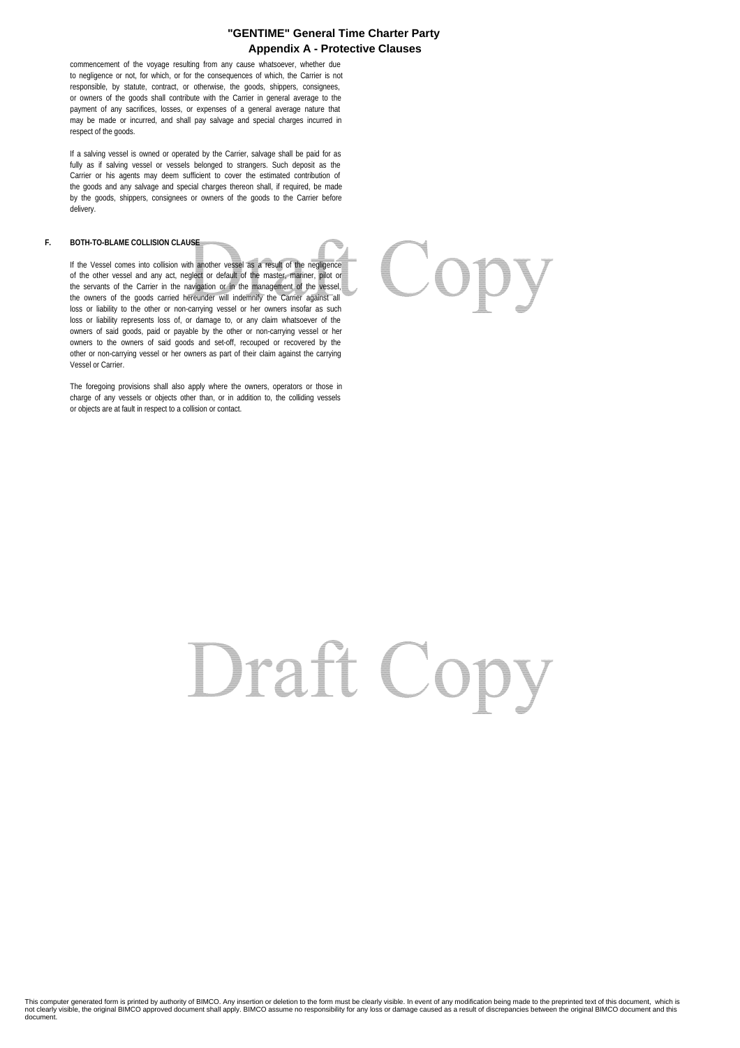commencement of the voyage resulting from any cause whatsoever, whether due to negligence or not, for which, or for the consequences of which, the Carrier is not responsible, by statute, contract, or otherwise, the goods, shippers, consignees, or owners of the goods shall contribute with the Carrier in general average to the payment of any sacrifices, losses, or expenses of a general average nature that may be made or incurred, and shall pay salvage and special charges incurred in respect of the goods.

If a salving vessel is owned or operated by the Carrier, salvage shall be paid for as fully as if salving vessel or vessels belonged to strangers. Such deposit as the Carrier or his agents may deem sufficient to cover the estimated contribution of the goods and any salvage and special charges thereon shall, if required, be made by the goods, shippers, consignees or owners of the goods to the Carrier before delivery.

**F. BOTH-TO-BLAME COLLISION CLAUSE**

If the Vessel comes into collision with another vessel as a result of the negligence of the other vessel and any act, neglect or default of the master, mariner, pilot or the servants of the Carrier in the navigation or in the management of the vessel, the owners of the goods carried hereunder will indemnify the Carrier against all loss or liability to the other or non-carrying vessel or her owners insofar as such loss or liability represents loss of, or damage to, or any claim whatsoever of the owners of said goods, paid or payable by the other or non-carrying vessel or her owners to the owners of said goods and set-off, recouped or recovered by the other or non-carrying vessel or her owners as part of their claim against the carrying Vessel or Carrier.

The foregoing provisions shall also apply where the owners, operators or those in charge of any vessels or objects other than, or in addition to, the colliding vessels or objects are at fault in respect to a collision or contact.

This computer generated form is printed by authority of BIMCO. Any insertion or deletion to the form must be clearly visible. In event of any modification being made to the preprinted text of this document, which is not clearly visible, the original BIMCO approved document shall apply. BIMCO assume no responsibility for any loss or damage caused as a result of discrepancies between the original BIMCO document and this document.